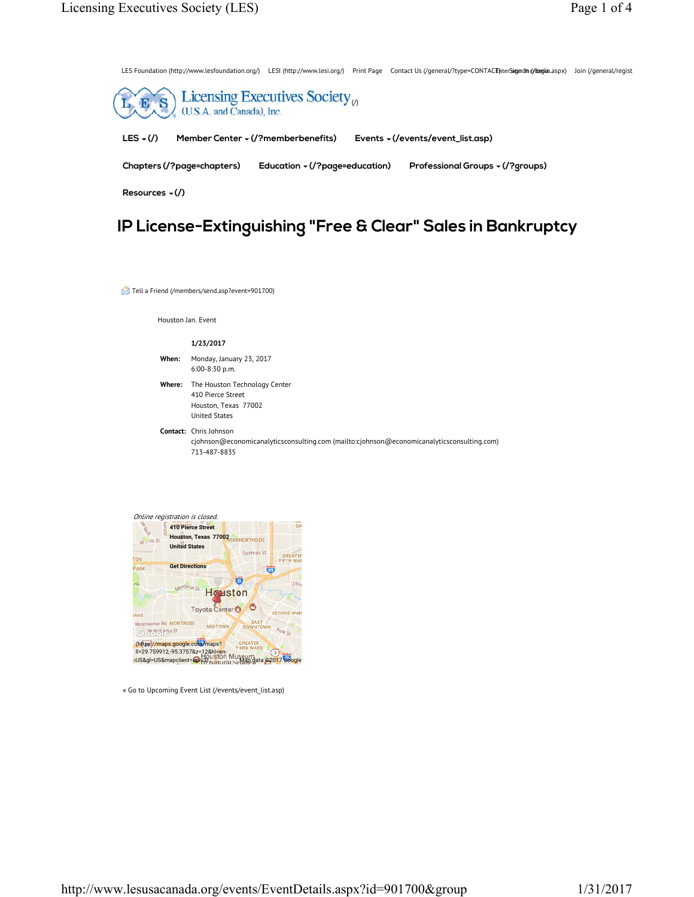LES Foundation (http://www.lesfoundation.org/) LESI (http://www.lesi.org/) Print Page Contact Us (/general/?type=CONTACT) Enter Search (/login.aspx) Join (/general/regist

Licensing Executives Society (/)
(U.S.A. and Canada), Inc.

LES (/) Member Center (/?memberbenefits) Events (/events/event_list.asp)

Chapters (/?page=chapters) Education (/?page=education) Professional Groups (/?groups)

Resources (/)

# IP License-Extinguishing "Free & Clear" Sales in Bankruptcy

Tell a Friend (/members/send.asp?event=901700)

Houston Jan. Event

**1/23/2017**

**When:** Monday, January 23, 2017
6:00-8:30 p.m.

**Where:** The Houston Technology Center
410 Pierce Street
Houston, Texas 77002
United States

**Contact:** Chris Johnson
cjohnson@economicanalyticsconsulting.com (mailto:cjohnson@economicanalyticsconsulting.com)
713-487-8835

*Online registration is closed.*

410 Pierce Street
Houston, Texas 77002
United States

Get Directions

(https://maps.google.com/maps?ll=29.759912,-95.3757&z=12&hl=en-US&gl=US&mapclient=apiv3) Map data ©2017 Google

« Go to Upcoming Event List (/events/event_list.asp)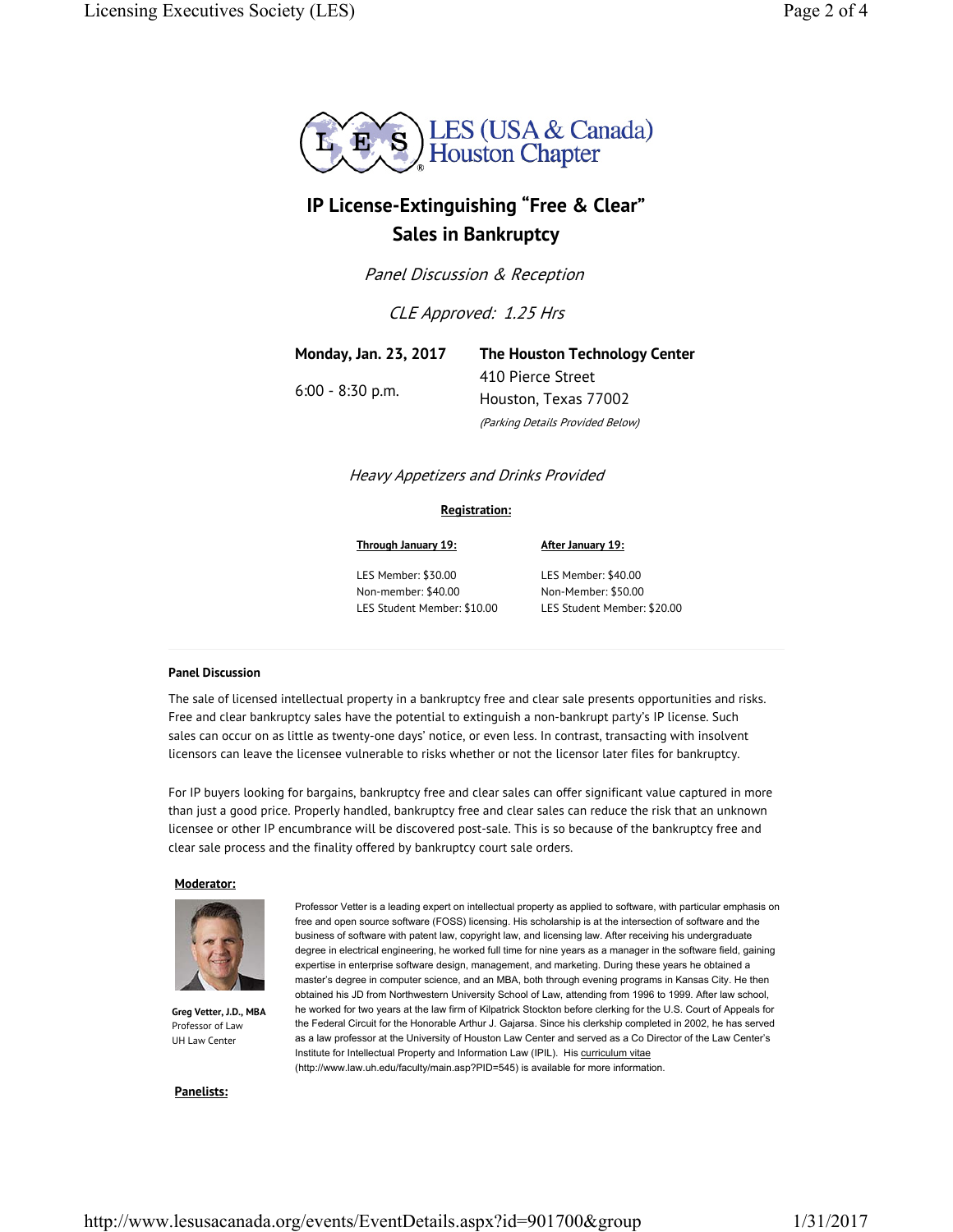LES (USA & Canada)
Houston Chapter

# IP License-Extinguishing "Free & Clear" Sales in Bankruptcy

*Panel Discussion & Reception*

*CLE Approved: 1.25 Hrs*

**Monday, Jan. 23, 2017**

6:00 - 8:30 p.m.

**The Houston Technology Center**
410 Pierce Street
Houston, Texas 77002
*(Parking Details Provided Below)*

*Heavy Appetizers and Drinks Provided*

**Registration:**

| Through January 19: | After January 19: |
|---|---|
| LES Member: $30.00 | LES Member: $40.00 |
| Non-member: $40.00 | Non-Member: $50.00 |
| LES Student Member: $10.00 | LES Student Member: $20.00 |

**Panel Discussion**

The sale of licensed intellectual property in a bankruptcy free and clear sale presents opportunities and risks. Free and clear bankruptcy sales have the potential to extinguish a non-bankrupt party's IP license. Such sales can occur on as little as twenty-one days' notice, or even less. In contrast, transacting with insolvent licensors can leave the licensee vulnerable to risks whether or not the licensor later files for bankruptcy.

For IP buyers looking for bargains, bankruptcy free and clear sales can offer significant value captured in more than just a good price. Properly handled, bankruptcy free and clear sales can reduce the risk that an unknown licensee or other IP encumbrance will be discovered post-sale. This is so because of the bankruptcy free and clear sale process and the finality offered by bankruptcy court sale orders.

**Moderator:**

**Greg Vetter, J.D., MBA**
Professor of Law
UH Law Center

Professor Vetter is a leading expert on intellectual property as applied to software, with particular emphasis on free and open source software (FOSS) licensing. His scholarship is at the intersection of software and the business of software with patent law, copyright law, and licensing law. After receiving his undergraduate degree in electrical engineering, he worked full time for nine years as a manager in the software field, gaining expertise in enterprise software design, management, and marketing. During these years he obtained a master's degree in computer science, and an MBA, both through evening programs in Kansas City. He then obtained his JD from Northwestern University School of Law, attending from 1996 to 1999. After law school, he worked for two years at the law firm of Kilpatrick Stockton before clerking for the U.S. Court of Appeals for the Federal Circuit for the Honorable Arthur J. Gajarsa. Since his clerkship completed in 2002, he has served as a law professor at the University of Houston Law Center and served as a Co Director of the Law Center's Institute for Intellectual Property and Information Law (IPIL). His curriculum vitae (http://www.law.uh.edu/faculty/main.asp?PID=545) is available for more information.

**Panelists:**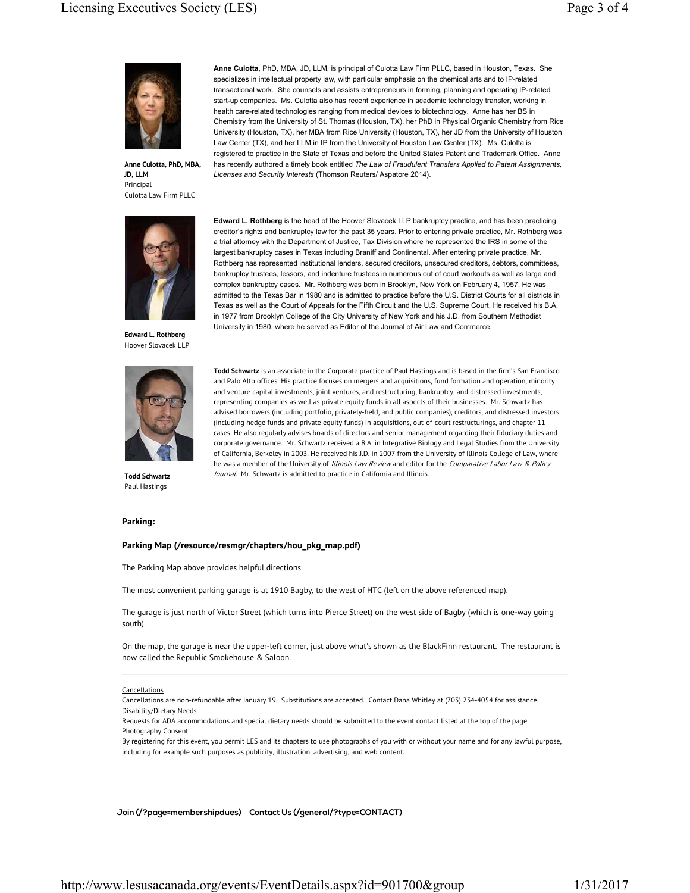**Anne Culotta, PhD, MBA, JD, LLM**
Principal
Culotta Law Firm PLLC

**Anne Culotta**, PhD, MBA, JD, LLM, is principal of Culotta Law Firm PLLC, based in Houston, Texas. She specializes in intellectual property law, with particular emphasis on the chemical arts and to IP-related transactional work. She counsels and assists entrepreneurs in forming, planning and operating IP-related start-up companies. Ms. Culotta also has recent experience in academic technology transfer, working in health care-related technologies ranging from medical devices to biotechnology. Anne has her BS in Chemistry from the University of St. Thomas (Houston, TX), her PhD in Physical Organic Chemistry from Rice University (Houston, TX), her MBA from Rice University (Houston, TX), her JD from the University of Houston Law Center (TX), and her LLM in IP from the University of Houston Law Center (TX). Ms. Culotta is registered to practice in the State of Texas and before the United States Patent and Trademark Office. Anne has recently authored a timely book entitled *The Law of Fraudulent Transfers Applied to Patent Assignments, Licenses and Security Interests* (Thomson Reuters/ Aspatore 2014).

**Edward L. Rothberg**
Hoover Slovacek LLP

**Edward L. Rothberg** is the head of the Hoover Slovacek LLP bankruptcy practice, and has been practicing creditor's rights and bankruptcy law for the past 35 years. Prior to entering private practice, Mr. Rothberg was a trial attorney with the Department of Justice, Tax Division where he represented the IRS in some of the largest bankruptcy cases in Texas including Braniff and Continental. After entering private practice, Mr. Rothberg has represented institutional lenders, secured creditors, unsecured creditors, debtors, committees, bankruptcy trustees, lessors, and indenture trustees in numerous out of court workouts as well as large and complex bankruptcy cases. Mr. Rothberg was born in Brooklyn, New York on February 4, 1957. He was admitted to the Texas Bar in 1980 and is admitted to practice before the U.S. District Courts for all districts in Texas as well as the Court of Appeals for the Fifth Circuit and the U.S. Supreme Court. He received his B.A. in 1977 from Brooklyn College of the City University of New York and his J.D. from Southern Methodist University in 1980, where he served as Editor of the Journal of Air Law and Commerce.

**Todd Schwartz**
Paul Hastings

**Todd Schwartz** is an associate in the Corporate practice of Paul Hastings and is based in the firm's San Francisco and Palo Alto offices. His practice focuses on mergers and acquisitions, fund formation and operation, minority and venture capital investments, joint ventures, and restructuring, bankruptcy, and distressed investments, representing companies as well as private equity funds in all aspects of their businesses. Mr. Schwartz has advised borrowers (including portfolio, privately-held, and public companies), creditors, and distressed investors (including hedge funds and private equity funds) in acquisitions, out-of-court restructurings, and chapter 11 cases. He also regularly advises boards of directors and senior management regarding their fiduciary duties and corporate governance. Mr. Schwartz received a B.A. in Integrative Biology and Legal Studies from the University of California, Berkeley in 2003. He received his J.D. in 2007 from the University of Illinois College of Law, where he was a member of the University of *Illinois Law Review* and editor for the *Comparative Labor Law & Policy Journal*. Mr. Schwartz is admitted to practice in California and Illinois.

**Parking:**

**Parking Map (/resource/resmgr/chapters/hou_pkg_map.pdf)**

The Parking Map above provides helpful directions.

The most convenient parking garage is at 1910 Bagby, to the west of HTC (left on the above referenced map).

The garage is just north of Victor Street (which turns into Pierce Street) on the west side of Bagby (which is one-way going south).

On the map, the garage is near the upper-left corner, just above what's shown as the BlackFinn restaurant. The restaurant is now called the Republic Smokehouse & Saloon.

---

Cancellations

Cancellations are non-refundable after January 19. Substitutions are accepted. Contact Dana Whitley at (703) 234-4054 for assistance.

Disability/Dietary Needs

Requests for ADA accommodations and special dietary needs should be submitted to the event contact listed at the top of the page.

Photography Consent

By registering for this event, you permit LES and its chapters to use photographs of you with or without your name and for any lawful purpose, including for example such purposes as publicity, illustration, advertising, and web content.

**Join (/?page=membershipdues) Contact Us (/general/?type=CONTACT)**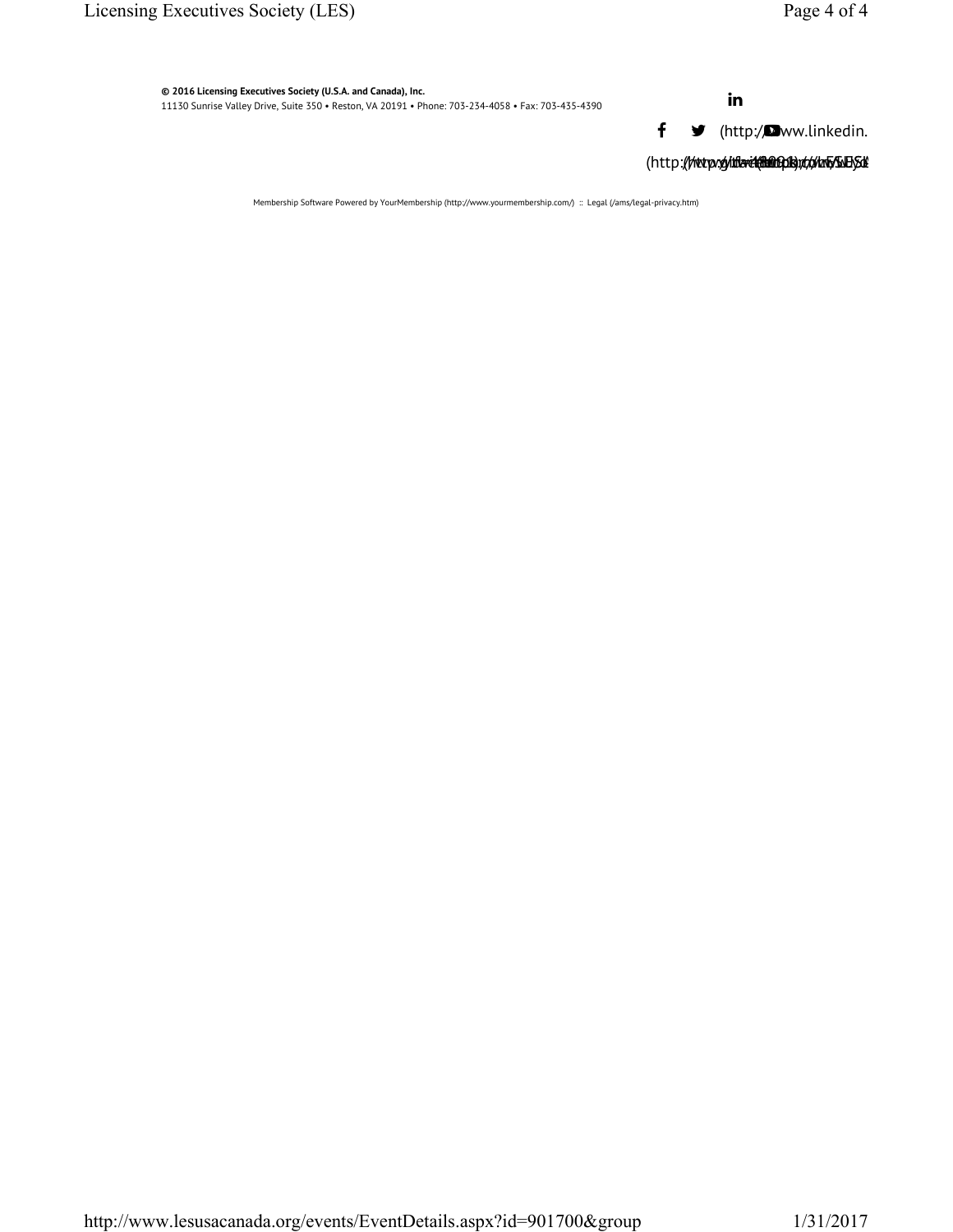**© 2016 Licensing Executives Society (U.S.A. and Canada), Inc.**
11130 Sunrise Valley Drive, Suite 350 • Reston, VA 20191 • Phone: 703-234-4058 • Fax: 703-435-4390

(http://www.linkedin.

Membership Software Powered by YourMembership (http://www.yourmembership.com/) :: Legal (/ams/legal-privacy.htm)